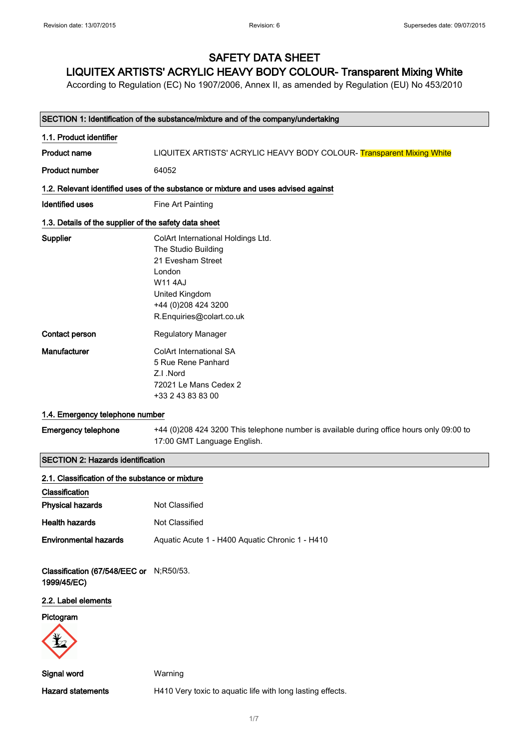# SAFETY DATA SHEET

## LIQUITEX ARTISTS' ACRYLIC HEAVY BODY COLOUR- Transparent Mixing White

According to Regulation (EC) No 1907/2006, Annex II, as amended by Regulation (EU) No 453/2010

Revision date: 13/07/2015 Revision: 6 Supersedes date: 09/07/2015

### SECTION 1: Identification of the substance/mixture and of the company/undertaking

**1.1. Product identifier**

| | |
|---|---|
| **Product name** | LIQUITEX ARTISTS' ACRYLIC HEAVY BODY COLOUR- Transparent Mixing White |
| **Product number** | 64052 |

**1.2. Relevant identified uses of the substance or mixture and uses advised against**

| | |
|---|---|
| **Identified uses** | Fine Art Painting |

**1.3. Details of the supplier of the safety data sheet**

| | |
|---|---|
| **Supplier** | ColArt International Holdings Ltd.<br>The Studio Building<br>21 Evesham Street<br>London<br>W11 4AJ<br>United Kingdom<br>+44 (0)208 424 3200<br>R.Enquiries@colart.co.uk |
| **Contact person** | Regulatory Manager |
| **Manufacturer** | ColArt International SA<br>5 Rue Rene Panhard<br>Z.I .Nord<br>72021 Le Mans Cedex 2<br>+33 2 43 83 83 00 |

**1.4. Emergency telephone number**

| | |
|---|---|
| **Emergency telephone** | +44 (0)208 424 3200 This telephone number is available during office hours only 09:00 to 17:00 GMT Language English. |

### SECTION 2: Hazards identification

**2.1. Classification of the substance or mixture**

**Classification**

| | |
|---|---|
| **Physical hazards** | Not Classified |
| **Health hazards** | Not Classified |
| **Environmental hazards** | Aquatic Acute 1 - H400 Aquatic Chronic 1 - H410 |
| **Classification (67/548/EEC or 1999/45/EC)** | N;R50/53. |

**2.2. Label elements**

**Pictogram**

| | |
|---|---|
| **Signal word** | Warning |
| **Hazard statements** | H410 Very toxic to aquatic life with long lasting effects. |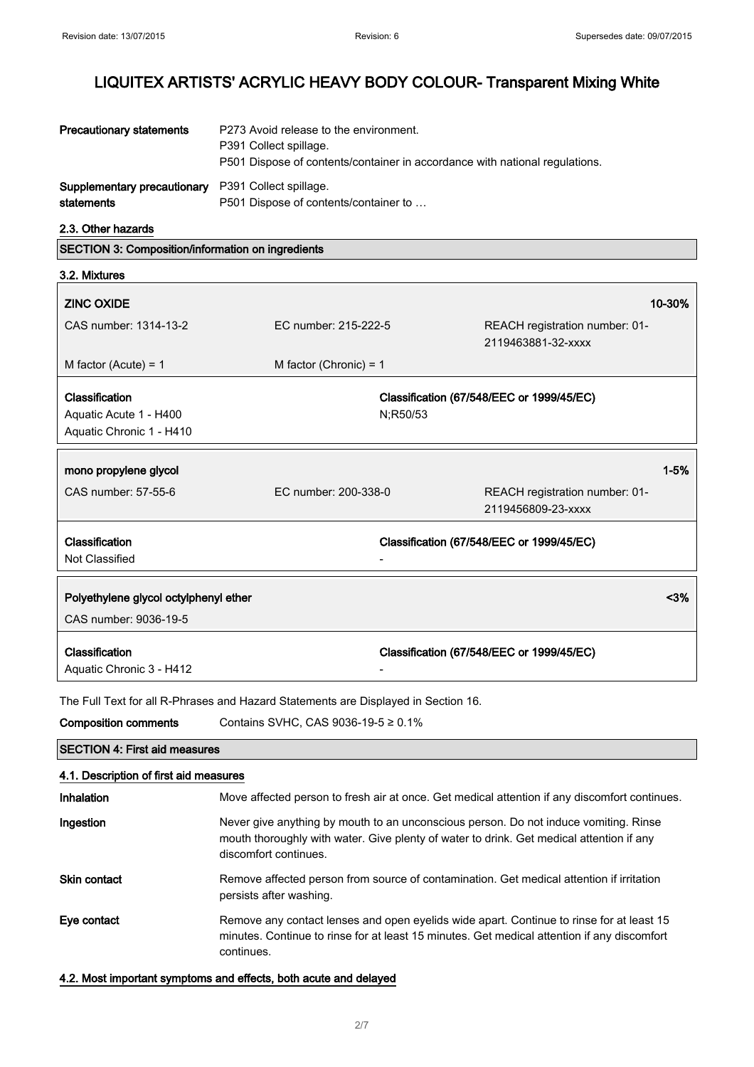# LIQUITEX ARTISTS' ACRYLIC HEAVY BODY COLOUR- Transparent Mixing White

**Precautionary statements**
P273 Avoid release to the environment.
P391 Collect spillage.
P501 Dispose of contents/container in accordance with national regulations.

**Supplementary precautionary statements**
P391 Collect spillage.
P501 Dispose of contents/container to …

### 2.3. Other hazards

## SECTION 3: Composition/information on ingredients

### 3.2. Mixtures

| **ZINC OXIDE** | | **10-30%** |
|---|---|---|
| CAS number: 1314-13-2 | EC number: 215-222-5 | REACH registration number: 01-2119463881-32-xxxx |
| M factor (Acute) = 1 | M factor (Chronic) = 1 | |
| **Classification** | **Classification (67/548/EEC or 1999/45/EC)** | |
| Aquatic Acute 1 - H400<br>Aquatic Chronic 1 - H410 | N;R50/53 | |

| **mono propylene glycol** | | **1-5%** |
|---|---|---|
| CAS number: 57-55-6 | EC number: 200-338-0 | REACH registration number: 01-2119456809-23-xxxx |
| **Classification** | **Classification (67/548/EEC or 1999/45/EC)** | |
| Not Classified | - | |

| **Polyethylene glycol octylphenyl ether** | **<3%** |
|---|---|
| CAS number: 9036-19-5 | |
| **Classification** | **Classification (67/548/EEC or 1999/45/EC)** |
| Aquatic Chronic 3 - H412 | - |

The Full Text for all R-Phrases and Hazard Statements are Displayed in Section 16.

**Composition comments** Contains SVHC, CAS 9036-19-5 ≥ 0.1%

## SECTION 4: First aid measures

### 4.1. Description of first aid measures

**Inhalation** Move affected person to fresh air at once. Get medical attention if any discomfort continues.

**Ingestion** Never give anything by mouth to an unconscious person. Do not induce vomiting. Rinse mouth thoroughly with water. Give plenty of water to drink. Get medical attention if any discomfort continues.

**Skin contact** Remove affected person from source of contamination. Get medical attention if irritation persists after washing.

**Eye contact** Remove any contact lenses and open eyelids wide apart. Continue to rinse for at least 15 minutes. Continue to rinse for at least 15 minutes. Get medical attention if any discomfort continues.

### 4.2. Most important symptoms and effects, both acute and delayed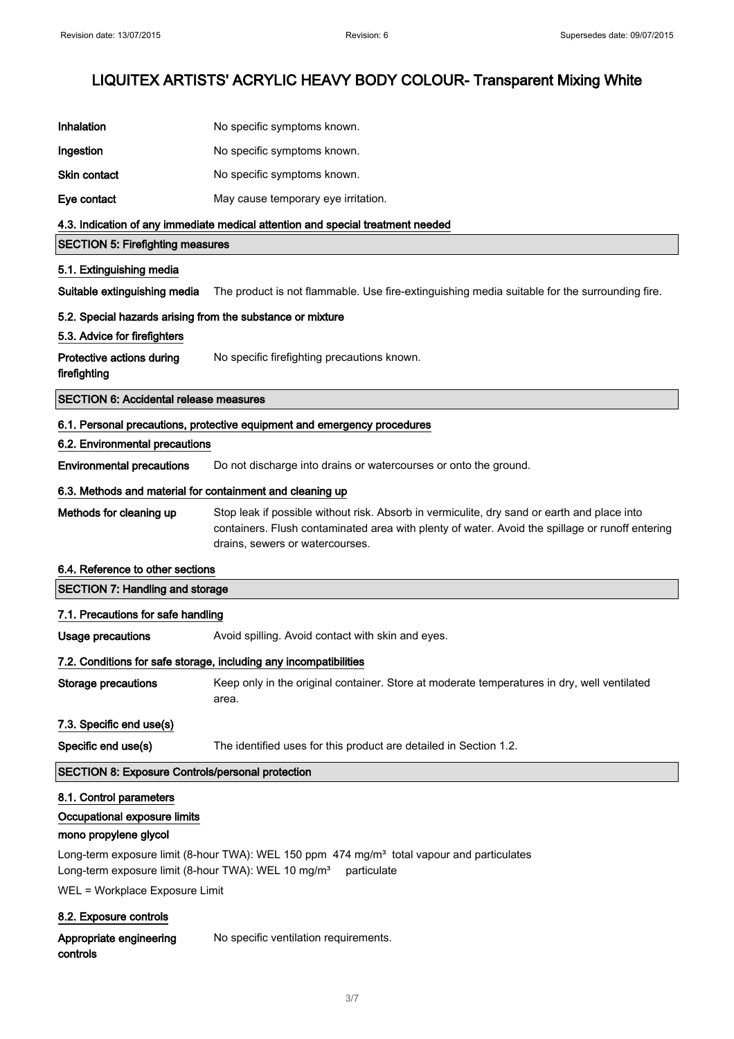| | |
|---|---|
| **Inhalation** | No specific symptoms known. |
| **Ingestion** | No specific symptoms known. |
| **Skin contact** | No specific symptoms known. |
| **Eye contact** | May cause temporary eye irritation. |

**4.3. Indication of any immediate medical attention and special treatment needed**

## SECTION 5: Firefighting measures

**5.1. Extinguishing media**

**Suitable extinguishing media** The product is not flammable. Use fire-extinguishing media suitable for the surrounding fire.

**5.2. Special hazards arising from the substance or mixture**

**5.3. Advice for firefighters**

**Protective actions during firefighting** No specific firefighting precautions known.

## SECTION 6: Accidental release measures

**6.1. Personal precautions, protective equipment and emergency procedures**

**6.2. Environmental precautions**

**Environmental precautions** Do not discharge into drains or watercourses or onto the ground.

**6.3. Methods and material for containment and cleaning up**

**Methods for cleaning up** Stop leak if possible without risk. Absorb in vermiculite, dry sand or earth and place into containers. Flush contaminated area with plenty of water. Avoid the spillage or runoff entering drains, sewers or watercourses.

**6.4. Reference to other sections**

## SECTION 7: Handling and storage

**7.1. Precautions for safe handling**

**Usage precautions** Avoid spilling. Avoid contact with skin and eyes.

**7.2. Conditions for safe storage, including any incompatibilities**

**Storage precautions** Keep only in the original container. Store at moderate temperatures in dry, well ventilated area.

**7.3. Specific end use(s)**

**Specific end use(s)** The identified uses for this product are detailed in Section 1.2.

## SECTION 8: Exposure Controls/personal protection

**8.1. Control parameters**

**Occupational exposure limits**

**mono propylene glycol**

Long-term exposure limit (8-hour TWA): WEL 150 ppm 474 mg/m³ total vapour and particulates
Long-term exposure limit (8-hour TWA): WEL 10 mg/m³ particulate

WEL = Workplace Exposure Limit

**8.2. Exposure controls**

**Appropriate engineering controls** No specific ventilation requirements.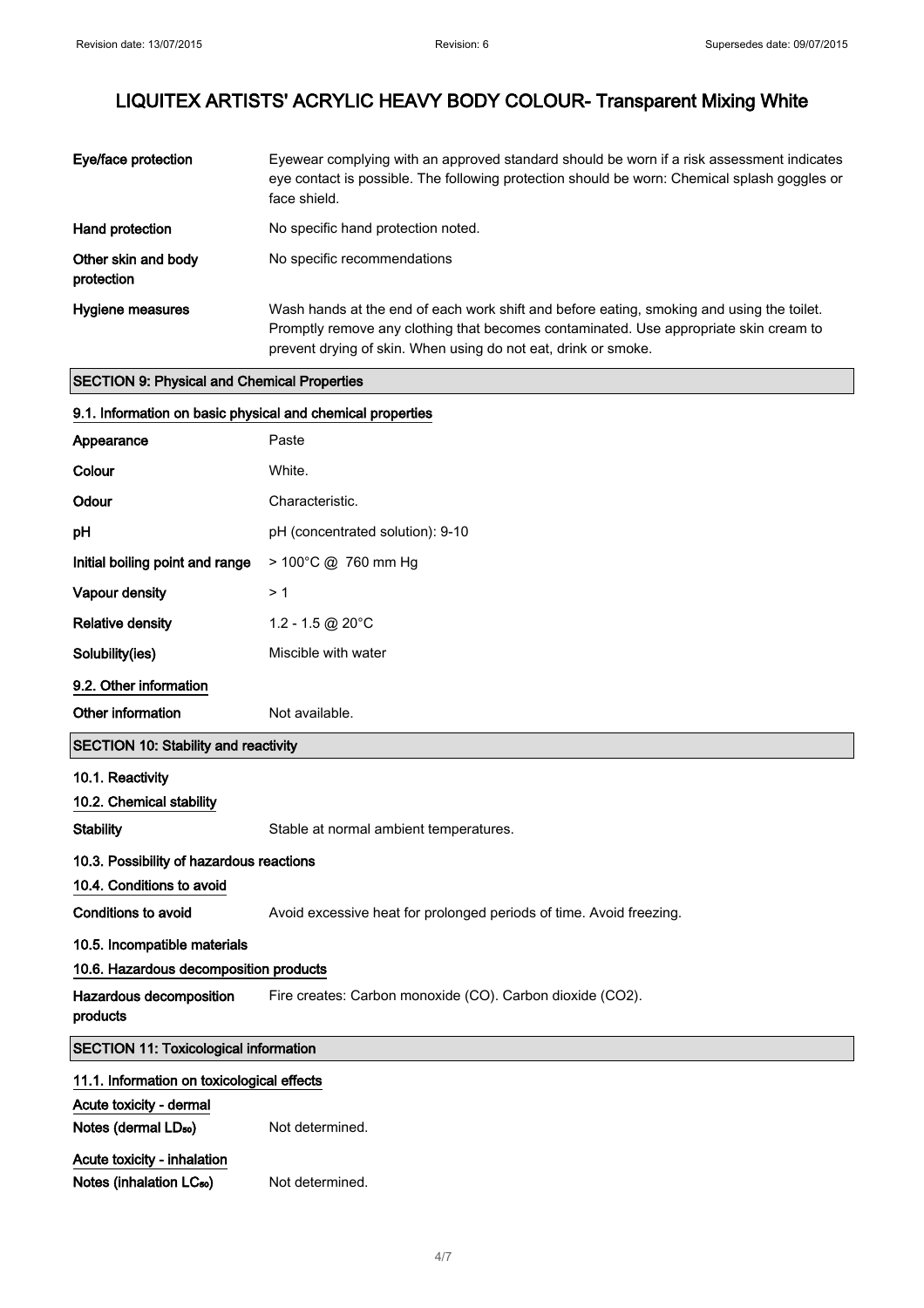# LIQUITEX ARTISTS' ACRYLIC HEAVY BODY COLOUR- Transparent Mixing White

| | |
|---|---|
| **Eye/face protection** | Eyewear complying with an approved standard should be worn if a risk assessment indicates eye contact is possible. The following protection should be worn: Chemical splash goggles or face shield. |
| **Hand protection** | No specific hand protection noted. |
| **Other skin and body protection** | No specific recommendations |
| **Hygiene measures** | Wash hands at the end of each work shift and before eating, smoking and using the toilet. Promptly remove any clothing that becomes contaminated. Use appropriate skin cream to prevent drying of skin. When using do not eat, drink or smoke. |

## SECTION 9: Physical and Chemical Properties

### 9.1. Information on basic physical and chemical properties

| | |
|---|---|
| **Appearance** | Paste |
| **Colour** | White. |
| **Odour** | Characteristic. |
| **pH** | pH (concentrated solution): 9-10 |
| **Initial boiling point and range** | > 100°C @ 760 mm Hg |
| **Vapour density** | > 1 |
| **Relative density** | 1.2 - 1.5 @ 20°C |
| **Solubility(ies)** | Miscible with water |

### 9.2. Other information

**Other information** Not available.

## SECTION 10: Stability and reactivity

### 10.1. Reactivity

### 10.2. Chemical stability

**Stability** Stable at normal ambient temperatures.

### 10.3. Possibility of hazardous reactions

### 10.4. Conditions to avoid

**Conditions to avoid** Avoid excessive heat for prolonged periods of time. Avoid freezing.

### 10.5. Incompatible materials

### 10.6. Hazardous decomposition products

**Hazardous decomposition products** Fire creates: Carbon monoxide (CO). Carbon dioxide ($CO_2$).

## SECTION 11: Toxicological information

### 11.1. Information on toxicological effects

**Acute toxicity - dermal**

**Notes (dermal $LD_{50}$)** Not determined.

**Acute toxicity - inhalation**

**Notes (inhalation $LC_{50}$)** Not determined.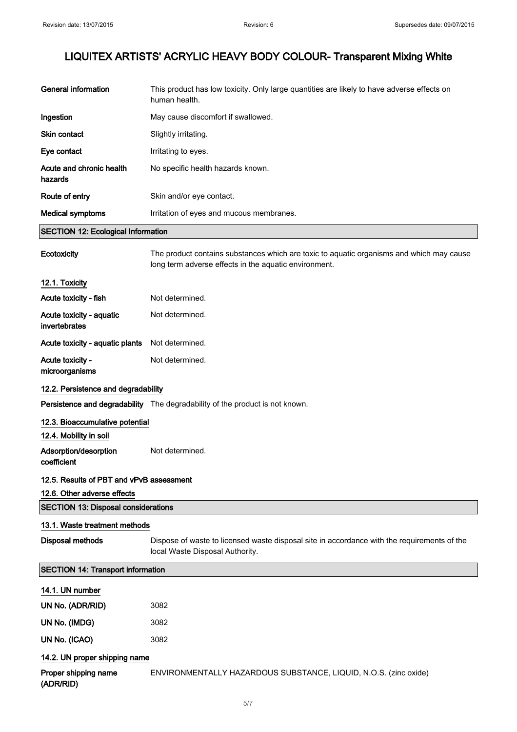# LIQUITEX ARTISTS' ACRYLIC HEAVY BODY COLOUR- Transparent Mixing White

| | |
|---|---|
| **General information** | This product has low toxicity. Only large quantities are likely to have adverse effects on human health. |
| **Ingestion** | May cause discomfort if swallowed. |
| **Skin contact** | Slightly irritating. |
| **Eye contact** | Irritating to eyes. |
| **Acute and chronic health hazards** | No specific health hazards known. |
| **Route of entry** | Skin and/or eye contact. |
| **Medical symptoms** | Irritation of eyes and mucous membranes. |

## SECTION 12: Ecological Information

| | |
|---|---|
| **Ecotoxicity** | The product contains substances which are toxic to aquatic organisms and which may cause long term adverse effects in the aquatic environment. |

### 12.1. Toxicity

| | |
|---|---|
| **Acute toxicity - fish** | Not determined. |
| **Acute toxicity - aquatic invertebrates** | Not determined. |
| **Acute toxicity - aquatic plants** | Not determined. |
| **Acute toxicity - microorganisms** | Not determined. |

### 12.2. Persistence and degradability

| | |
|---|---|
| **Persistence and degradability** | The degradability of the product is not known. |

### 12.3. Bioaccumulative potential

### 12.4. Mobility in soil

| | |
|---|---|
| **Adsorption/desorption coefficient** | Not determined. |

### 12.5. Results of PBT and vPvB assessment

### 12.6. Other adverse effects

## SECTION 13: Disposal considerations

### 13.1. Waste treatment methods

| | |
|---|---|
| **Disposal methods** | Dispose of waste to licensed waste disposal site in accordance with the requirements of the local Waste Disposal Authority. |

## SECTION 14: Transport information

### 14.1. UN number

| | |
|---|---|
| **UN No. (ADR/RID)** | 3082 |
| **UN No. (IMDG)** | 3082 |
| **UN No. (ICAO)** | 3082 |

### 14.2. UN proper shipping name

| | |
|---|---|
| **Proper shipping name (ADR/RID)** | ENVIRONMENTALLY HAZARDOUS SUBSTANCE, LIQUID, N.O.S. (zinc oxide) |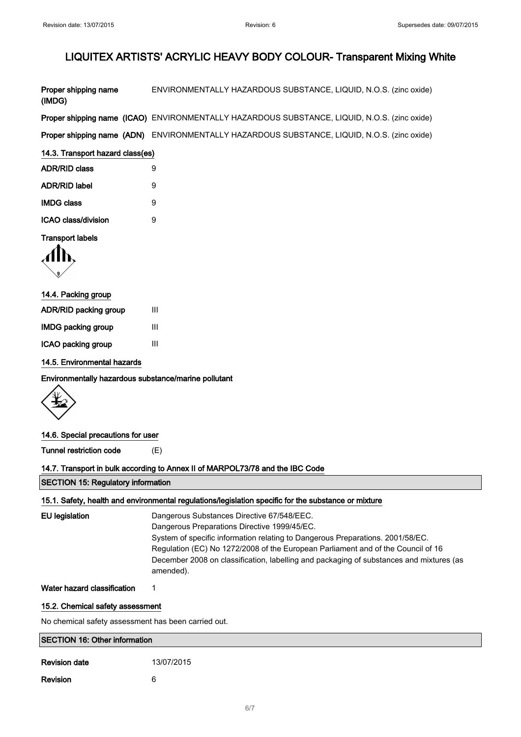# LIQUITEX ARTISTS' ACRYLIC HEAVY BODY COLOUR- Transparent Mixing White

| | |
|---|---|
| **Proper shipping name (IMDG)** | ENVIRONMENTALLY HAZARDOUS SUBSTANCE, LIQUID, N.O.S. (zinc oxide) |
| **Proper shipping name (ICAO)** | ENVIRONMENTALLY HAZARDOUS SUBSTANCE, LIQUID, N.O.S. (zinc oxide) |
| **Proper shipping name (ADN)** | ENVIRONMENTALLY HAZARDOUS SUBSTANCE, LIQUID, N.O.S. (zinc oxide) |

### 14.3. Transport hazard class(es)

| | |
|---|---|
| **ADR/RID class** | 9 |
| **ADR/RID label** | 9 |
| **IMDG class** | 9 |
| **ICAO class/division** | 9 |

**Transport labels**

### 14.4. Packing group

| | |
|---|---|
| **ADR/RID packing group** | III |
| **IMDG packing group** | III |
| **ICAO packing group** | III |

### 14.5. Environmental hazards

**Environmentally hazardous substance/marine pollutant**

### 14.6. Special precautions for user

| | |
|---|---|
| **Tunnel restriction code** | (E) |

### 14.7. Transport in bulk according to Annex II of MARPOL73/78 and the IBC Code

## SECTION 15: Regulatory information

### 15.1. Safety, health and environmental regulations/legislation specific for the substance or mixture

**EU legislation**

Dangerous Substances Directive 67/548/EEC.
Dangerous Preparations Directive 1999/45/EC.
System of specific information relating to Dangerous Preparations. 2001/58/EC.
Regulation (EC) No 1272/2008 of the European Parliament and of the Council of 16 December 2008 on classification, labelling and packaging of substances and mixtures (as amended).

**Water hazard classification** 1

### 15.2. Chemical safety assessment

No chemical safety assessment has been carried out.

## SECTION 16: Other information

| | |
|---|---|
| **Revision date** | 13/07/2015 |
| **Revision** | 6 |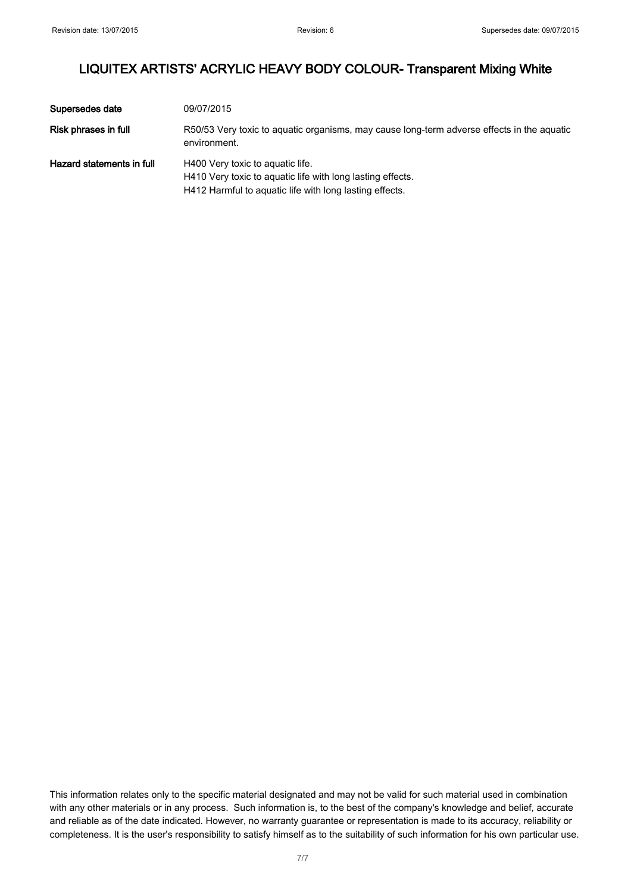# LIQUITEX ARTISTS' ACRYLIC HEAVY BODY COLOUR- Transparent Mixing White

| | |
|---|---|
| **Supersedes date** | 09/07/2015 |
| **Risk phrases in full** | R50/53 Very toxic to aquatic organisms, may cause long-term adverse effects in the aquatic environment. |
| **Hazard statements in full** | H400 Very toxic to aquatic life.<br>H410 Very toxic to aquatic life with long lasting effects.<br>H412 Harmful to aquatic life with long lasting effects. |

This information relates only to the specific material designated and may not be valid for such material used in combination with any other materials or in any process. Such information is, to the best of the company's knowledge and belief, accurate and reliable as of the date indicated. However, no warranty guarantee or representation is made to its accuracy, reliability or completeness. It is the user's responsibility to satisfy himself as to the suitability of such information for his own particular use.